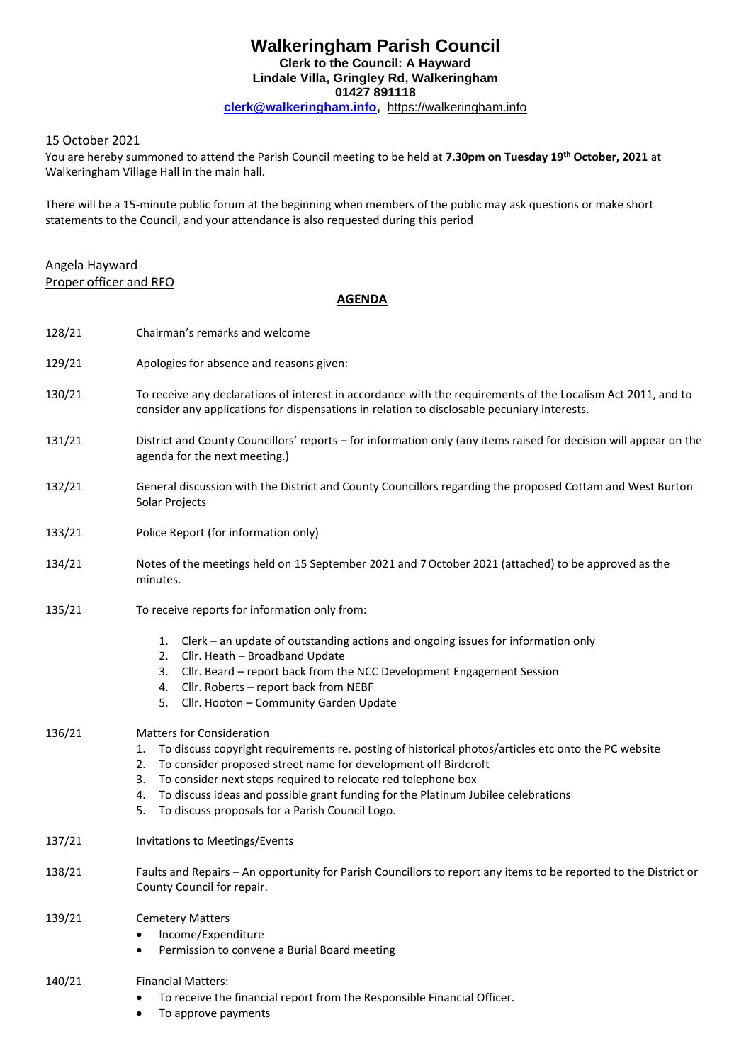# Walkeringham Parish Council

**Clerk to the Council: A Hayward**
**Lindale Villa, Gringley Rd, Walkeringham**
**01427 891118**
**clerk@walkeringham.info**, https://walkeringham.info

15 October 2021

You are hereby summoned to attend the Parish Council meeting to be held at **7.30pm on Tuesday 19th October, 2021** at Walkeringham Village Hall in the main hall.

There will be a 15-minute public forum at the beginning when members of the public may ask questions or make short statements to the Council, and your attendance is also requested during this period

Angela Hayward
Proper officer and RFO

## AGENDA

128/21 Chairman's remarks and welcome

129/21 Apologies for absence and reasons given:

130/21 To receive any declarations of interest in accordance with the requirements of the Localism Act 2011, and to consider any applications for dispensations in relation to disclosable pecuniary interests.

131/21 District and County Councillors' reports – for information only (any items raised for decision will appear on the agenda for the next meeting.)

132/21 General discussion with the District and County Councillors regarding the proposed Cottam and West Burton Solar Projects

133/21 Police Report (for information only)

134/21 Notes of the meetings held on 15 September 2021 and 7 October 2021 (attached) to be approved as the minutes.

135/21 To receive reports for information only from:

1. Clerk – an update of outstanding actions and ongoing issues for information only
2. Cllr. Heath – Broadband Update
3. Cllr. Beard – report back from the NCC Development Engagement Session
4. Cllr. Roberts – report back from NEBF
5. Cllr. Hooton – Community Garden Update

136/21 Matters for Consideration

1. To discuss copyright requirements re. posting of historical photos/articles etc onto the PC website
2. To consider proposed street name for development off Birdcroft
3. To consider next steps required to relocate red telephone box
4. To discuss ideas and possible grant funding for the Platinum Jubilee celebrations
5. To discuss proposals for a Parish Council Logo.

137/21 Invitations to Meetings/Events

138/21 Faults and Repairs – An opportunity for Parish Councillors to report any items to be reported to the District or County Council for repair.

139/21 Cemetery Matters

- Income/Expenditure
- Permission to convene a Burial Board meeting

140/21 Financial Matters:

- To receive the financial report from the Responsible Financial Officer.
- To approve payments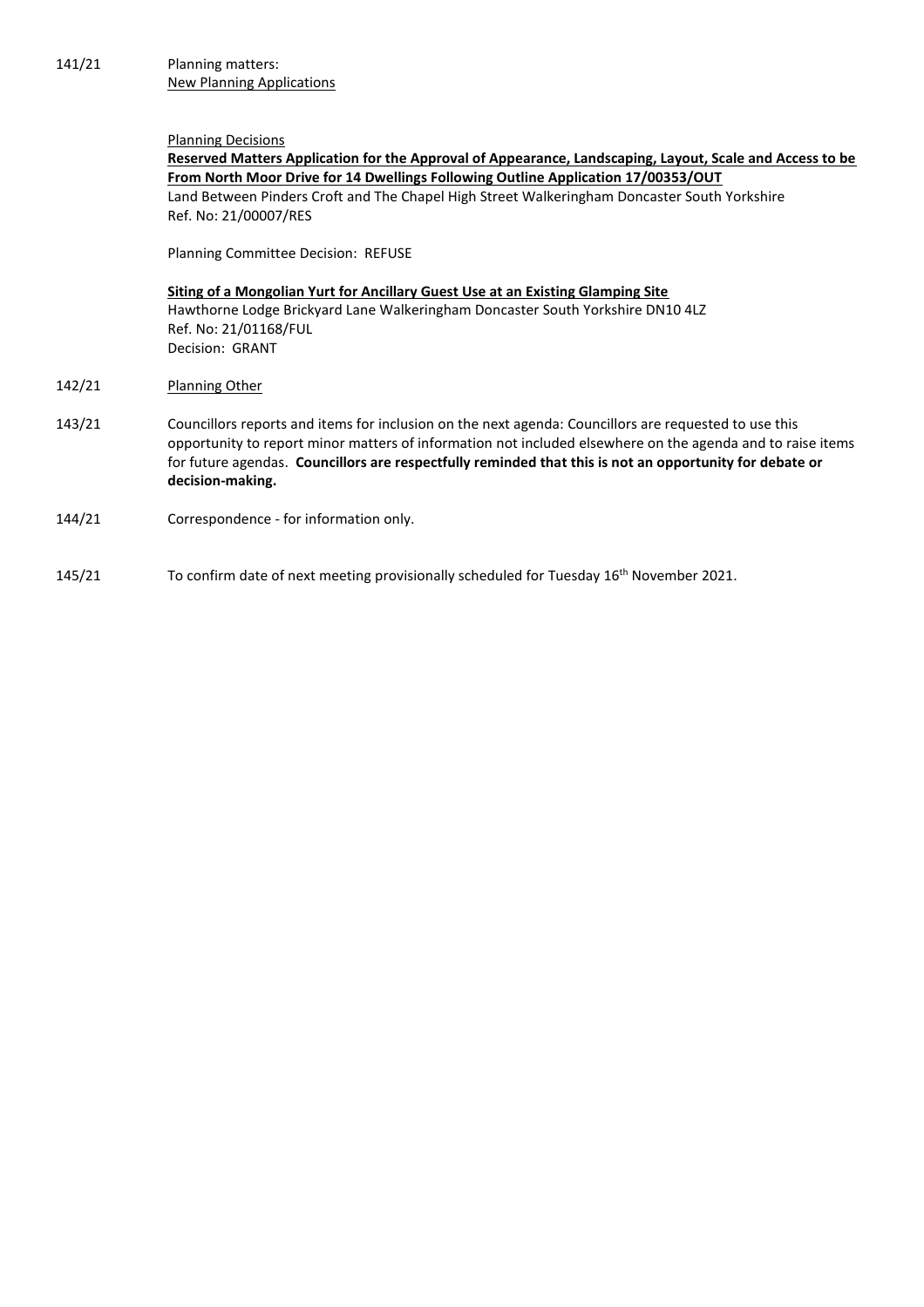141/21 Planning matters:
<u>New Planning Applications</u>

<u>Planning Decisions</u>

**<u>Reserved Matters Application for the Approval of Appearance, Landscaping, Layout, Scale and Access to be From North Moor Drive for 14 Dwellings Following Outline Application 17/00353/OUT</u>**
Land Between Pinders Croft and The Chapel High Street Walkeringham Doncaster South Yorkshire
Ref. No: 21/00007/RES

Planning Committee Decision: REFUSE

**<u>Siting of a Mongolian Yurt for Ancillary Guest Use at an Existing Glamping Site</u>**
Hawthorne Lodge Brickyard Lane Walkeringham Doncaster South Yorkshire DN10 4LZ
Ref. No: 21/01168/FUL
Decision: GRANT

142/21 <u>Planning Other</u>

143/21 Councillors reports and items for inclusion on the next agenda: Councillors are requested to use this opportunity to report minor matters of information not included elsewhere on the agenda and to raise items for future agendas. **Councillors are respectfully reminded that this is not an opportunity for debate or decision-making.**

144/21 Correspondence - for information only.

145/21 To confirm date of next meeting provisionally scheduled for Tuesday 16th November 2021.